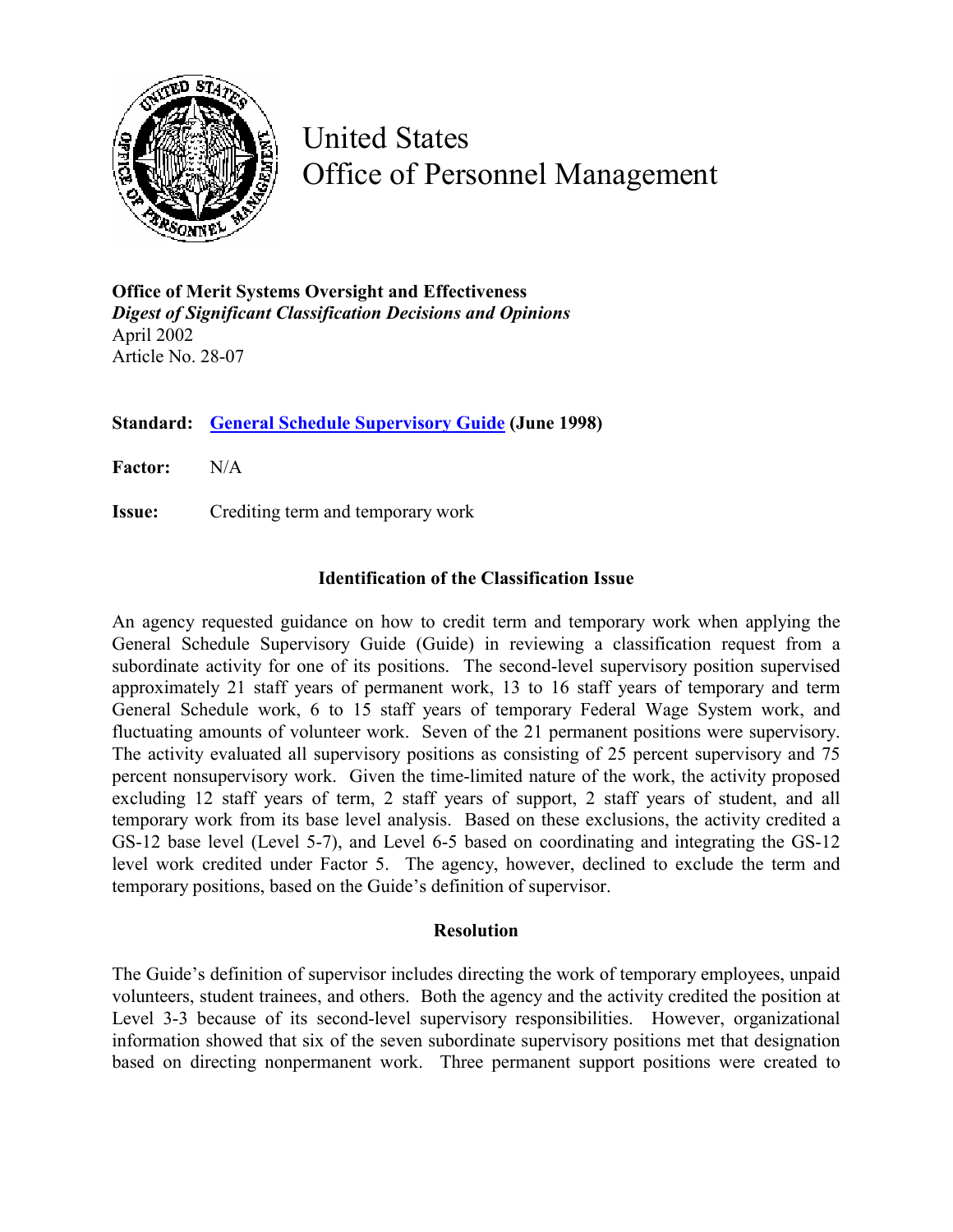# United States Office of Personnel Management

**Office of Merit Systems Oversight and Effectiveness**
***Digest of Significant Classification Decisions and Opinions***
April 2002
Article No. 28-07

**Standard:** **General Schedule Supervisory Guide (June 1998)**

**Factor:** N/A

**Issue:** Crediting term and temporary work

### Identification of the Classification Issue

An agency requested guidance on how to credit term and temporary work when applying the General Schedule Supervisory Guide (Guide) in reviewing a classification request from a subordinate activity for one of its positions. The second-level supervisory position supervised approximately 21 staff years of permanent work, 13 to 16 staff years of temporary and term General Schedule work, 6 to 15 staff years of temporary Federal Wage System work, and fluctuating amounts of volunteer work. Seven of the 21 permanent positions were supervisory. The activity evaluated all supervisory positions as consisting of 25 percent supervisory and 75 percent nonsupervisory work. Given the time-limited nature of the work, the activity proposed excluding 12 staff years of term, 2 staff years of support, 2 staff years of student, and all temporary work from its base level analysis. Based on these exclusions, the activity credited a GS-12 base level (Level 5-7), and Level 6-5 based on coordinating and integrating the GS-12 level work credited under Factor 5. The agency, however, declined to exclude the term and temporary positions, based on the Guide's definition of supervisor.

### Resolution

The Guide's definition of supervisor includes directing the work of temporary employees, unpaid volunteers, student trainees, and others. Both the agency and the activity credited the position at Level 3-3 because of its second-level supervisory responsibilities. However, organizational information showed that six of the seven subordinate supervisory positions met that designation based on directing nonpermanent work. Three permanent support positions were created to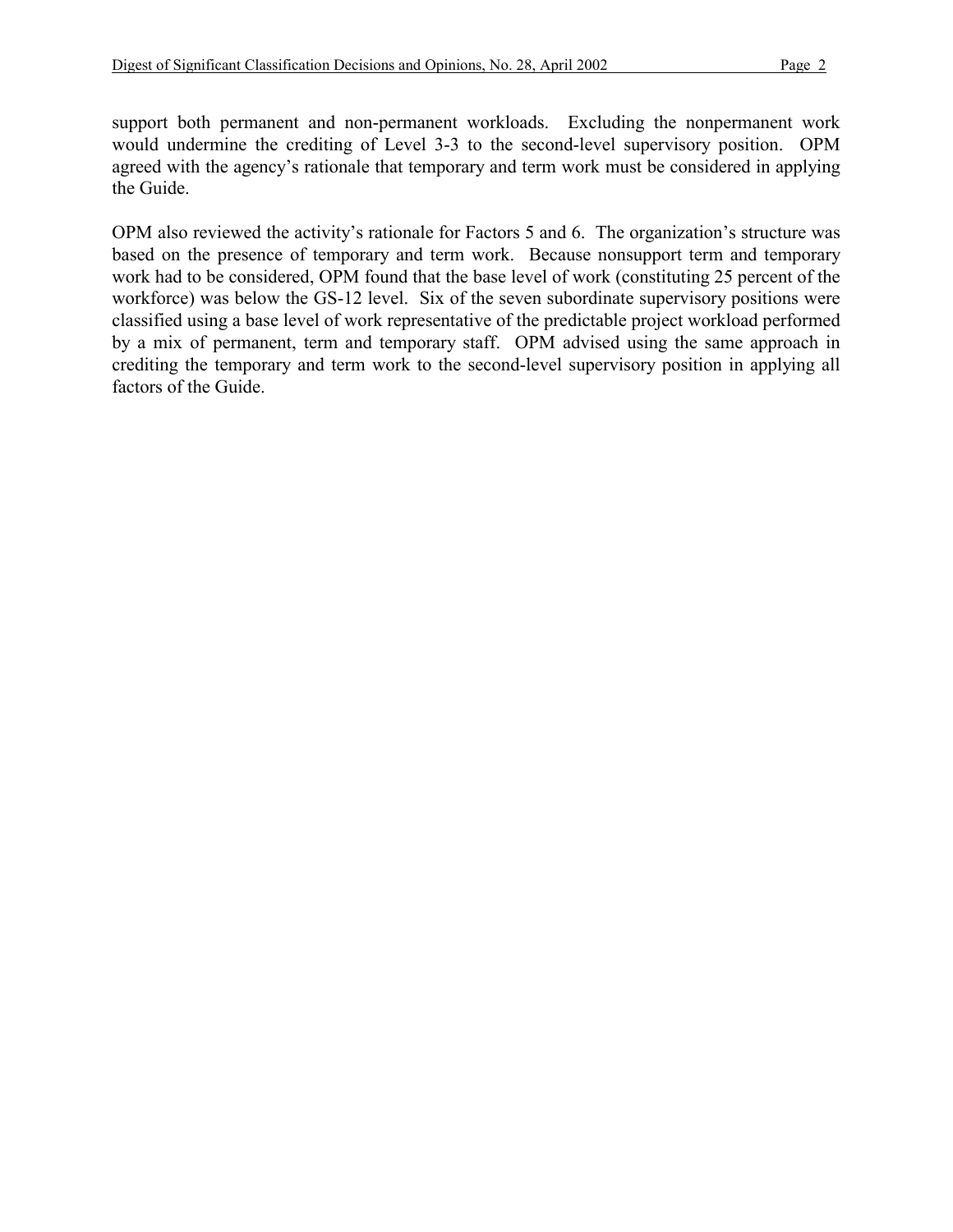support both permanent and non-permanent workloads. Excluding the nonpermanent work would undermine the crediting of Level 3-3 to the second-level supervisory position. OPM agreed with the agency's rationale that temporary and term work must be considered in applying the Guide.

OPM also reviewed the activity's rationale for Factors 5 and 6. The organization's structure was based on the presence of temporary and term work. Because nonsupport term and temporary work had to be considered, OPM found that the base level of work (constituting 25 percent of the workforce) was below the GS-12 level. Six of the seven subordinate supervisory positions were classified using a base level of work representative of the predictable project workload performed by a mix of permanent, term and temporary staff. OPM advised using the same approach in crediting the temporary and term work to the second-level supervisory position in applying all factors of the Guide.